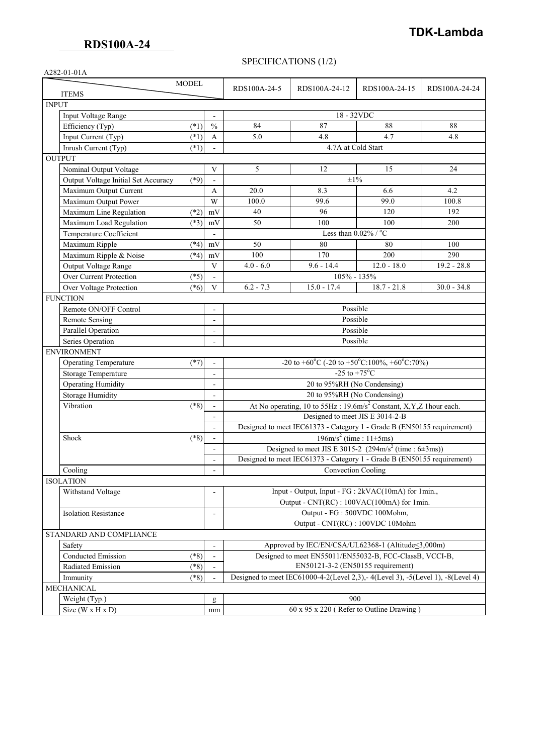**TDK-Lambda**

# RDS100A-24

## SPECIFICATIONS (1/2)

A282-01-01A

| ITEMS | | | RDS100A-24-5 | RDS100A-24-12 | RDS100A-24-15 | RDS100A-24-24 |
|---|---|---|---|---|---|---|
| **INPUT** | | | | | | |
| Input Voltage Range | | - | 18 - 32VDC | | | |
| Efficiency (Typ) | (*1) | % | 84 | 87 | 88 | 88 |
| Input Current (Typ) | (*1) | A | 5.0 | 4.8 | 4.7 | 4.8 |
| Inrush Current (Typ) | (*1) | - | 4.7A at Cold Start | | | |
| **OUTPUT** | | | | | | |
| Nominal Output Voltage | | V | 5 | 12 | 15 | 24 |
| Output Voltage Initial Set Accuracy | (*9) | - | ±1% | | | |
| Maximum Output Current | | A | 20.0 | 8.3 | 6.6 | 4.2 |
| Maximum Output Power | | W | 100.0 | 99.6 | 99.0 | 100.8 |
| Maximum Line Regulation | (*2) | mV | 40 | 96 | 120 | 192 |
| Maximum Load Regulation | (*3) | mV | 50 | 100 | 100 | 200 |
| Temperature Coefficient | | - | Less than 0.02% / °C | | | |
| Maximum Ripple | (*4) | mV | 50 | 80 | 80 | 100 |
| Maximum Ripple & Noise | (*4) | mV | 100 | 170 | 200 | 290 |
| Output Voltage Range | | V | 4.0 - 6.0 | 9.6 - 14.4 | 12.0 - 18.0 | 19.2 - 28.8 |
| Over Current Protection | (*5) | - | 105% - 135% | | | |
| Over Voltage Protection | (*6) | V | 6.2 - 7.3 | 15.0 - 17.4 | 18.7 - 21.8 | 30.0 - 34.8 |
| **FUNCTION** | | | | | | |
| Remote ON/OFF Control | | - | Possible | | | |
| Remote Sensing | | - | Possible | | | |
| Parallel Operation | | - | Possible | | | |
| Series Operation | | - | Possible | | | |
| **ENVIRONMENT** | | | | | | |
| Operating Temperature | (*7) | - | -20 to +60°C (-20 to +50°C:100%, +60°C:70%) | | | |
| Storage Temperature | | - | -25 to +75°C | | | |
| Operating Humidity | | - | 20 to 95%RH (No Condensing) | | | |
| Storage Humidity | | - | 20 to 95%RH (No Condensing) | | | |
| Vibration | (*8) | - | At No operating, 10 to 55Hz : 19.6m/s$^2$ Constant, X,Y,Z 1hour each. | | | |
| | | - | Designed to meet JIS E 3014-2-B | | | |
| | | - | Designed to meet IEC61373 - Category 1 - Grade B (EN50155 requirement) | | | |
| Shock | (*8) | - | 196m/s$^2$ (time : 11±5ms) | | | |
| | | - | Designed to meet JIS E 3015-2 (294m/s$^2$ (time : 6±3ms)) | | | |
| | | - | Designed to meet IEC61373 - Category 1 - Grade B (EN50155 requirement) | | | |
| Cooling | | - | Convection Cooling | | | |
| **ISOLATION** | | | | | | |
| Withstand Voltage | | - | Input - Output, Input - FG : 2kVAC(10mA) for 1min., Output - CNT(RC) : 100VAC(100mA) for 1min. | | | |
| Isolation Resistance | | - | Output - FG : 500VDC 100Mohm, Output - CNT(RC) : 100VDC 10Mohm | | | |
| **STANDARD AND COMPLIANCE** | | | | | | |
| Safety | | - | Approved by IEC/EN/CSA/UL62368-1 (Altitude≤3,000m) | | | |
| Conducted Emission | (*8) | - | Designed to meet EN55011/EN55032-B, FCC-ClassB, VCCI-B, EN50121-3-2 (EN50155 requirement) | | | |
| Radiated Emission | (*8) | - | | | | |
| Immunity | (*8) | - | Designed to meet IEC61000-4-2(Level 2,3),- 4(Level 3), -5(Level 1), -8(Level 4) | | | |
| **MECHANICAL** | | | | | | |
| Weight (Typ.) | | g | 900 | | | |
| Size (W x H x D) | | mm | 60 x 95 x 220 ( Refer to Outline Drawing ) | | | |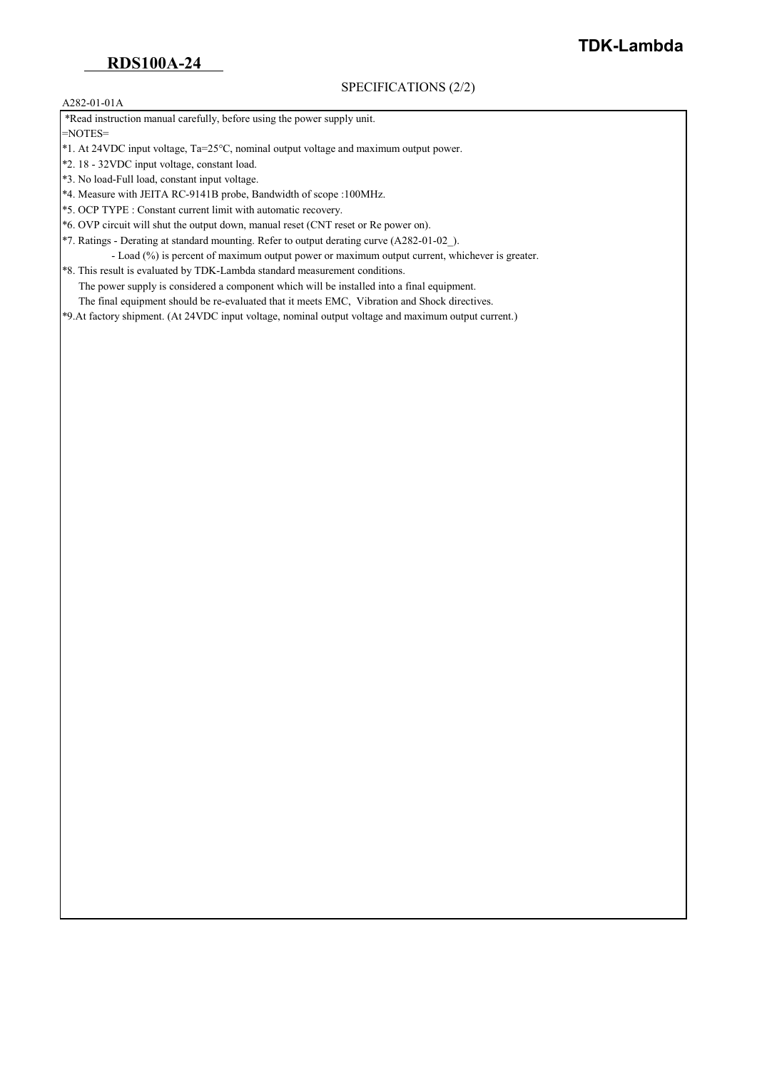# RDS100A-24

SPECIFICATIONS (2/2)

A282-01-01A

*Read instruction manual carefully, before using the power supply unit.

=NOTES=

*1. At 24VDC input voltage, Ta=25°C, nominal output voltage and maximum output power.

*2. 18 - 32VDC input voltage, constant load.

*3. No load-Full load, constant input voltage.

*4. Measure with JEITA RC-9141B probe, Bandwidth of scope :100MHz.

*5. OCP TYPE : Constant current limit with automatic recovery.

*6. OVP circuit will shut the output down, manual reset (CNT reset or Re power on).

*7. Ratings - Derating at standard mounting. Refer to output derating curve (A282-01-02_).

- Load (%) is percent of maximum output power or maximum output current, whichever is greater.

*8. This result is evaluated by TDK-Lambda standard measurement conditions.

The power supply is considered a component which will be installed into a final equipment.

The final equipment should be re-evaluated that it meets EMC, Vibration and Shock directives.

*9.At factory shipment. (At 24VDC input voltage, nominal output voltage and maximum output current.)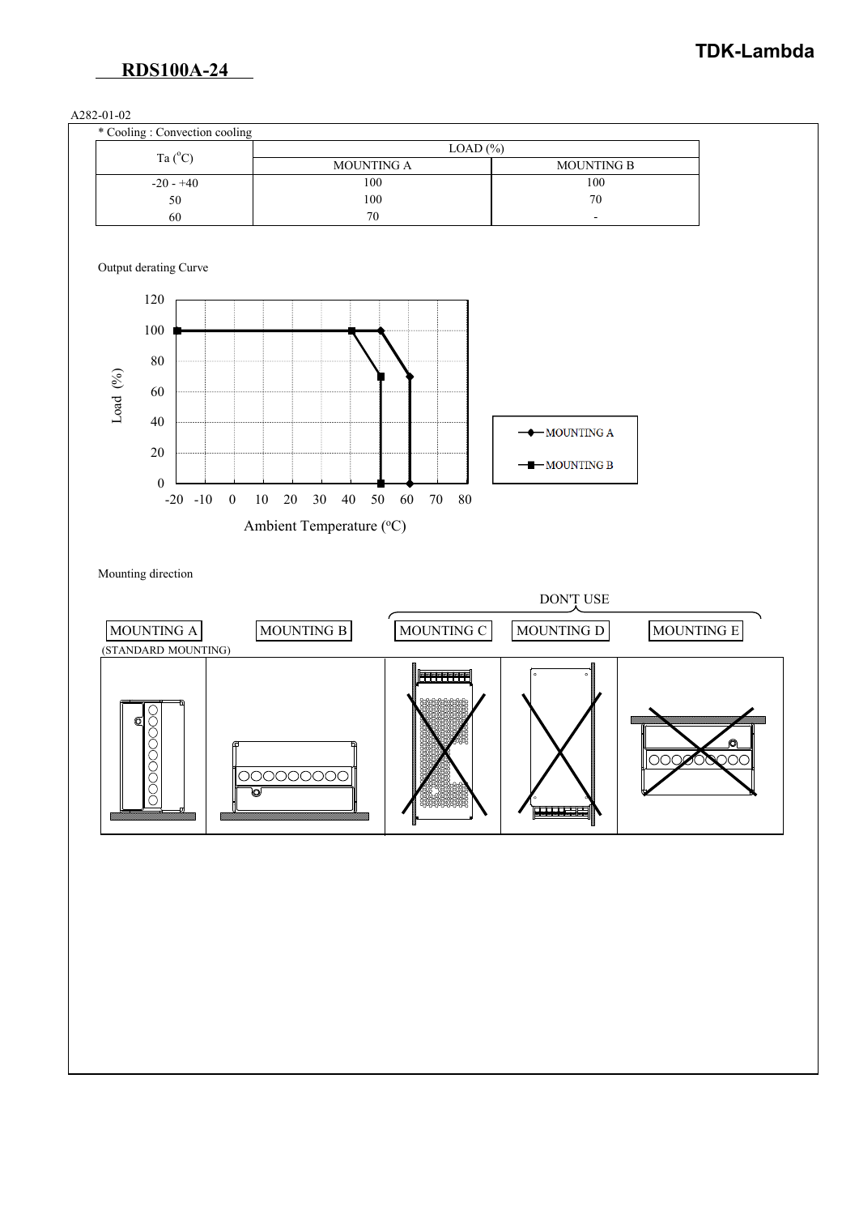# RDS100A-24

A282-01-02

* Cooling : Convection cooling

| Ta (°C) | LOAD (%) | |
|---|---|---|
| | MOUNTING A | MOUNTING B |
| -20 - +40 | 100 | 100 |
| 50 | 100 | 70 |
| 60 | 70 | - |

Output derating Curve

Load (%)

120
100
80
60
40
20
0

-20 -10 0 10 20 30 40 50 60 70 80

Ambient Temperature (°C)

MOUNTING A
MOUNTING B

Mounting direction

DON'T USE

MOUNTING A (STANDARD MOUNTING)

MOUNTING B

MOUNTING C

MOUNTING D

MOUNTING E